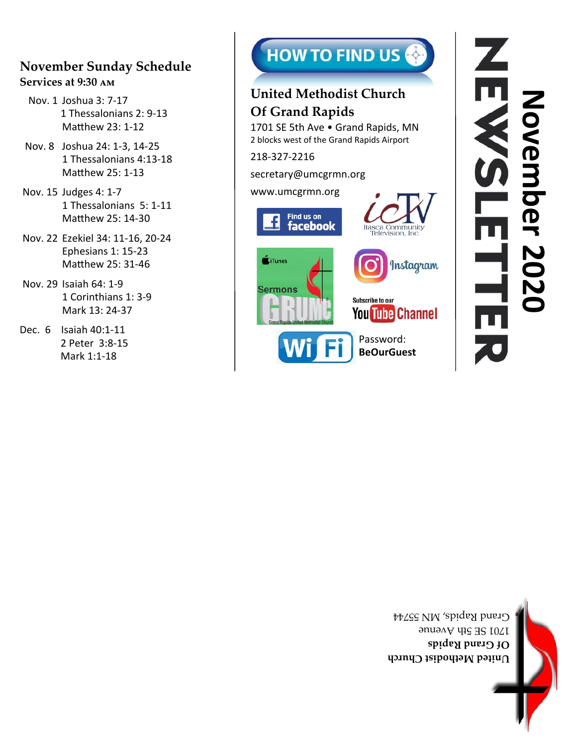# November 2020 NEWSLETTER

## November Sunday Schedule

### Services at 9:30 AM

- Nov. 1 Joshua 3: 7-17
  1 Thessalonians 2: 9-13
  Matthew 23: 1-12
- Nov. 8 Joshua 24: 1-3, 14-25
  1 Thessalonians 4:13-18
  Matthew 25: 1-13
- Nov. 15 Judges 4: 1-7
  1 Thessalonians 5: 1-11
  Matthew 25: 14-30
- Nov. 22 Ezekiel 34: 11-16, 20-24
  Ephesians 1: 15-23
  Matthew 25: 31-46
- Nov. 29 Isaiah 64: 1-9
  1 Corinthians 1: 3-9
  Mark 13: 24-37
- Dec. 6 Isaiah 40:1-11
  2 Peter 3:8-15
  Mark 1:1-18

## HOW TO FIND US

**United Methodist Church Of Grand Rapids**

1701 SE 5th Ave • Grand Rapids, MN

2 blocks west of the Grand Rapids Airport

218-327-2216

secretary@umcgrmn.org

www.umcgrmn.org

Find us on facebook

ICTV Itasca Community Television, Inc.

iTunes Sermons GRUMC Grand Rapids United Methodist Church

Instagram

Subscribe to our YouTube Channel

WiFi Password: **BeOurGuest**

United Methodist Church
Of Grand Rapids
1701 SE 5th Avenue
Grand Rapids, MN 55744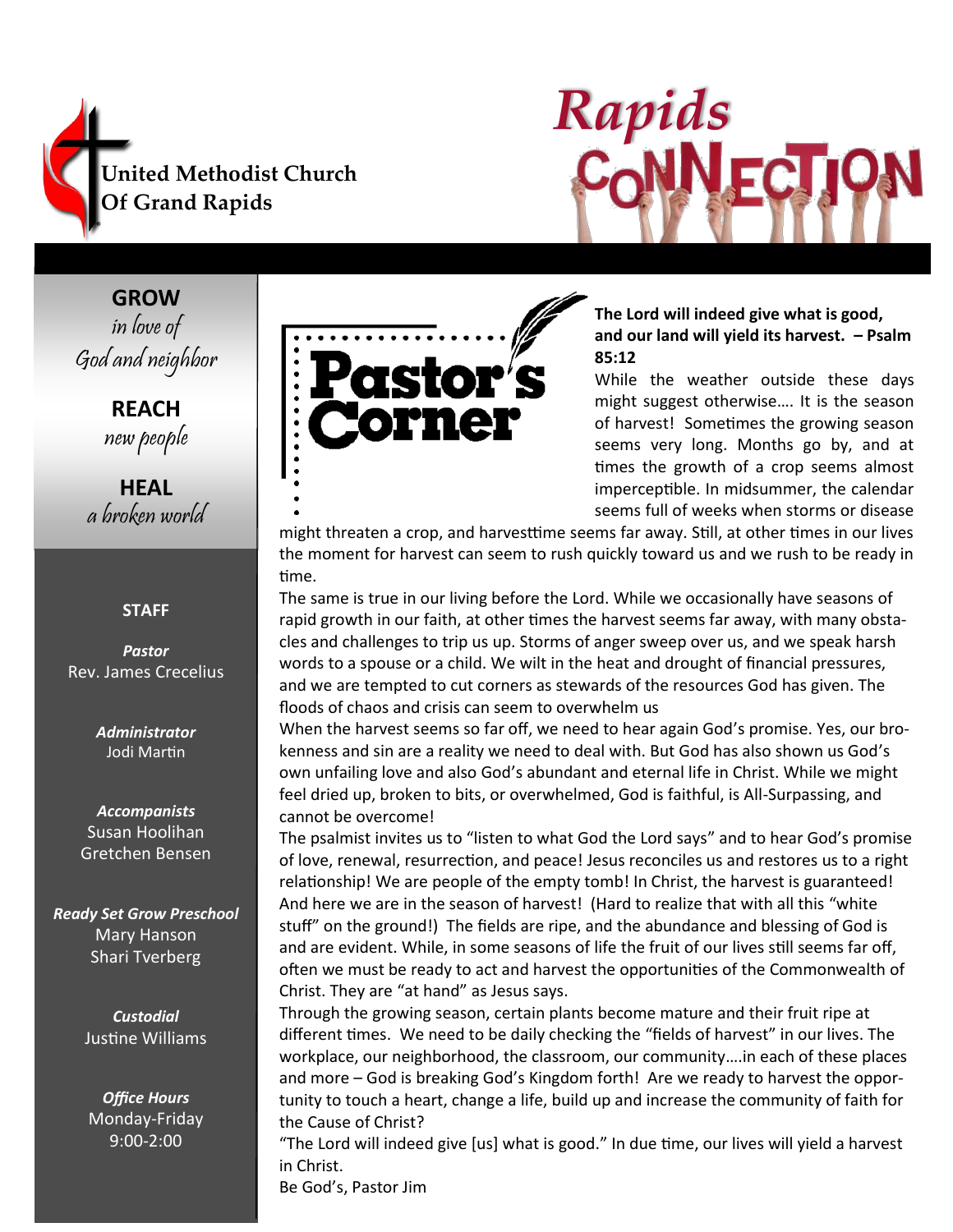United Methodist Church
Of Grand Rapids

# Rapids CONNECTION

**GROW**
*in love of God and neighbor*

**REACH**
*new people*

**HEAL**
*a broken world*

**STAFF**

***Pastor***
Rev. James Crecelius

***Administrator***
Jodi Martin

***Accompanists***
Susan Hoolihan
Gretchen Bensen

***Ready Set Grow Preschool***
Mary Hanson
Shari Tverberg

***Custodial***
Justine Williams

***Office Hours***
Monday-Friday
9:00-2:00

## Pastor's Corner

**The Lord will indeed give what is good, and our land will yield its harvest. – Psalm 85:12**

While the weather outside these days might suggest otherwise…. It is the season of harvest! Sometimes the growing season seems very long. Months go by, and at times the growth of a crop seems almost imperceptible. In midsummer, the calendar seems full of weeks when storms or disease might threaten a crop, and harvesttime seems far away. Still, at other times in our lives the moment for harvest can seem to rush quickly toward us and we rush to be ready in time.

The same is true in our living before the Lord. While we occasionally have seasons of rapid growth in our faith, at other times the harvest seems far away, with many obstacles and challenges to trip us up. Storms of anger sweep over us, and we speak harsh words to a spouse or a child. We wilt in the heat and drought of financial pressures, and we are tempted to cut corners as stewards of the resources God has given. The floods of chaos and crisis can seem to overwhelm us

When the harvest seems so far off, we need to hear again God's promise. Yes, our brokenness and sin are a reality we need to deal with. But God has also shown us God's own unfailing love and also God's abundant and eternal life in Christ. While we might feel dried up, broken to bits, or overwhelmed, God is faithful, is All-Surpassing, and cannot be overcome!

The psalmist invites us to "listen to what God the Lord says" and to hear God's promise of love, renewal, resurrection, and peace! Jesus reconciles us and restores us to a right relationship! We are people of the empty tomb! In Christ, the harvest is guaranteed! And here we are in the season of harvest! (Hard to realize that with all this "white stuff" on the ground!) The fields are ripe, and the abundance and blessing of God is and are evident. While, in some seasons of life the fruit of our lives still seems far off, often we must be ready to act and harvest the opportunities of the Commonwealth of Christ. They are "at hand" as Jesus says.

Through the growing season, certain plants become mature and their fruit ripe at different times. We need to be daily checking the "fields of harvest" in our lives. The workplace, our neighborhood, the classroom, our community….in each of these places and more – God is breaking God's Kingdom forth! Are we ready to harvest the opportunity to touch a heart, change a life, build up and increase the community of faith for the Cause of Christ?

"The Lord will indeed give [us] what is good." In due time, our lives will yield a harvest in Christ.

Be God's, Pastor Jim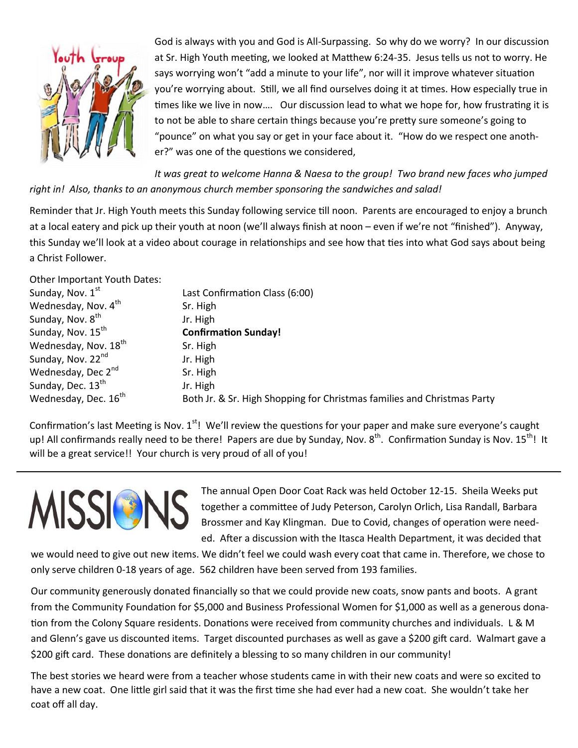God is always with you and God is All-Surpassing. So why do we worry? In our discussion at Sr. High Youth meeting, we looked at Matthew 6:24-35. Jesus tells us not to worry. He says worrying won't "add a minute to your life", nor will it improve whatever situation you're worrying about. Still, we all find ourselves doing it at times. How especially true in times like we live in now…. Our discussion lead to what we hope for, how frustrating it is to not be able to share certain things because you're pretty sure someone's going to "pounce" on what you say or get in your face about it. "How do we respect one another?" was one of the questions we considered,

*It was great to welcome Hanna & Naesa to the group! Two brand new faces who jumped right in! Also, thanks to an anonymous church member sponsoring the sandwiches and salad!*

Reminder that Jr. High Youth meets this Sunday following service till noon. Parents are encouraged to enjoy a brunch at a local eatery and pick up their youth at noon (we'll always finish at noon – even if we're not "finished"). Anyway, this Sunday we'll look at a video about courage in relationships and see how that ties into what God says about being a Christ Follower.

Other Important Youth Dates:

| | |
|---|---|
| Sunday, Nov. 1st | Last Confirmation Class (6:00) |
| Wednesday, Nov. 4th | Sr. High |
| Sunday, Nov. 8th | Jr. High |
| Sunday, Nov. 15th | **Confirmation Sunday!** |
| Wednesday, Nov. 18th | Sr. High |
| Sunday, Nov. 22nd | Jr. High |
| Wednesday, Dec 2nd | Sr. High |
| Sunday, Dec. 13th | Jr. High |
| Wednesday, Dec. 16th | Both Jr. & Sr. High Shopping for Christmas families and Christmas Party |

Confirmation's last Meeting is Nov. 1st! We'll review the questions for your paper and make sure everyone's caught up! All confirmands really need to be there! Papers are due by Sunday, Nov. 8th. Confirmation Sunday is Nov. 15th! It will be a great service!! Your church is very proud of all of you!

---

# MISSIONS

The annual Open Door Coat Rack was held October 12-15. Sheila Weeks put together a committee of Judy Peterson, Carolyn Orlich, Lisa Randall, Barbara Brossmer and Kay Klingman. Due to Covid, changes of operation were needed. After a discussion with the Itasca Health Department, it was decided that we would need to give out new items. We didn't feel we could wash every coat that came in. Therefore, we chose to only serve children 0-18 years of age. 562 children have been served from 193 families.

Our community generously donated financially so that we could provide new coats, snow pants and boots. A grant from the Community Foundation for $5,000 and Business Professional Women for $1,000 as well as a generous donation from the Colony Square residents. Donations were received from community churches and individuals. L & M and Glenn's gave us discounted items. Target discounted purchases as well as gave a $200 gift card. Walmart gave a $200 gift card. These donations are definitely a blessing to so many children in our community!

The best stories we heard were from a teacher whose students came in with their new coats and were so excited to have a new coat. One little girl said that it was the first time she had ever had a new coat. She wouldn't take her coat off all day.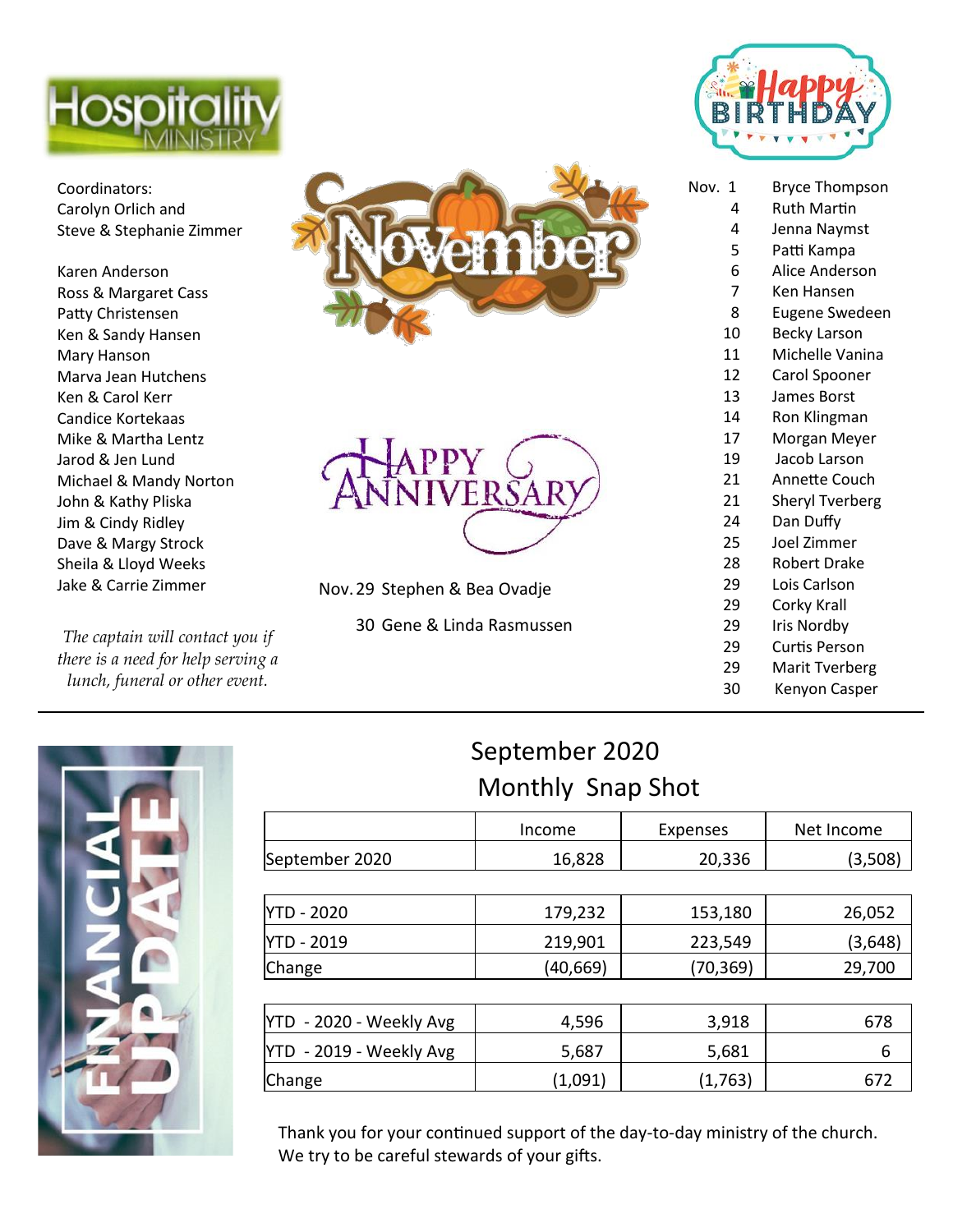# Hospitality Ministry

Coordinators:
Carolyn Orlich and
Steve & Stephanie Zimmer

Karen Anderson
Ross & Margaret Cass
Patty Christensen
Ken & Sandy Hansen
Mary Hanson
Marva Jean Hutchens
Ken & Carol Kerr
Candice Kortekaas
Mike & Martha Lentz
Jarod & Jen Lund
Michael & Mandy Norton
John & Kathy Pliska
Jim & Cindy Ridley
Dave & Margy Strock
Sheila & Lloyd Weeks
Jake & Carrie Zimmer

*The captain will contact you if there is a need for help serving a lunch, funeral or other event.*

# November

## Happy Anniversary

Nov. 29 Stephen & Bea Ovadje

30 Gene & Linda Rasmussen

## Happy Birthday

Nov. 1 Bryce Thompson
4 Ruth Martin
4 Jenna Naymst
5 Patti Kampa
6 Alice Anderson
7 Ken Hansen
8 Eugene Swedeen
10 Becky Larson
11 Michelle Vanina
12 Carol Spooner
13 James Borst
14 Ron Klingman
17 Morgan Meyer
19 Jacob Larson
21 Annette Couch
21 Sheryl Tverberg
24 Dan Duffy
25 Joel Zimmer
28 Robert Drake
29 Lois Carlson
29 Corky Krall
29 Iris Nordby
29 Curtis Person
29 Marit Tverberg
30 Kenyon Casper

# Financial Update

## September 2020 Monthly Snap Shot

| | Income | Expenses | Net Income |
|---|---|---|---|
| September 2020 | 16,828 | 20,336 | (3,508) |

| | | | |
|---|---|---|---|
| YTD - 2020 | 179,232 | 153,180 | 26,052 |
| YTD - 2019 | 219,901 | 223,549 | (3,648) |
| Change | (40,669) | (70,369) | 29,700 |

| | | | |
|---|---|---|---|
| YTD - 2020 - Weekly Avg | 4,596 | 3,918 | 678 |
| YTD - 2019 - Weekly Avg | 5,687 | 5,681 | 6 |
| Change | (1,091) | (1,763) | 672 |

Thank you for your continued support of the day-to-day ministry of the church. We try to be careful stewards of your gifts.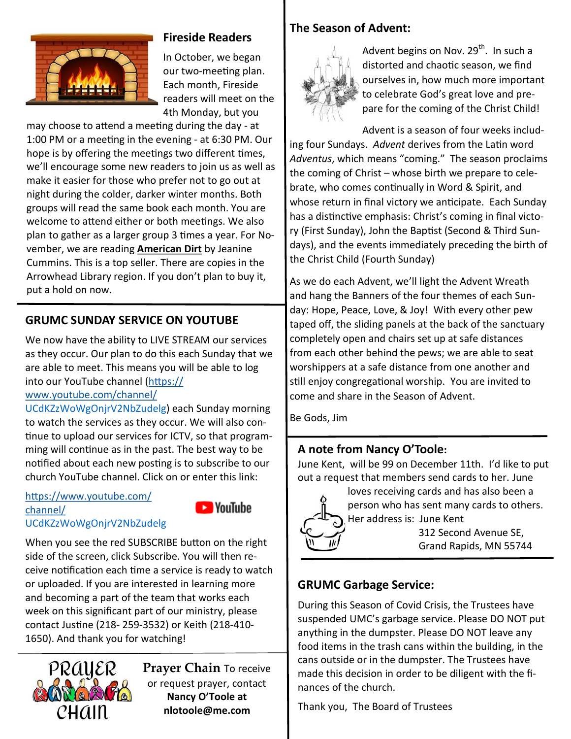## Fireside Readers

In October, we began our two-meeting plan. Each month, Fireside readers will meet on the 4th Monday, but you may choose to attend a meeting during the day - at 1:00 PM or a meeting in the evening - at 6:30 PM. Our hope is by offering the meetings two different times, we'll encourage some new readers to join us as well as make it easier for those who prefer not to go out at night during the colder, darker winter months. Both groups will read the same book each month. You are welcome to attend either or both meetings. We also plan to gather as a larger group 3 times a year. For November, we are reading **American Dirt** by Jeanine Cummins. This is a top seller. There are copies in the Arrowhead Library region. If you don't plan to buy it, put a hold on now.

## GRUMC SUNDAY SERVICE ON YOUTUBE

We now have the ability to LIVE STREAM our services as they occur. Our plan to do this each Sunday that we are able to meet. This means you will be able to log into our YouTube channel (https://www.youtube.com/channel/UCdKZzWoWgOnjrV2NbZudelg) each Sunday morning to watch the services as they occur. We will also continue to upload our services for ICTV, so that programming will continue as in the past. The best way to be notified about each new posting is to subscribe to our church YouTube channel. Click on or enter this link:

https://www.youtube.com/channel/UCdKZzWoWgOnjrV2NbZudelg

When you see the red SUBSCRIBE button on the right side of the screen, click Subscribe. You will then receive notification each time a service is ready to watch or uploaded. If you are interested in learning more and becoming a part of the team that works each week on this significant part of our ministry, please contact Justine (218- 259-3532) or Keith (218-410-1650). And thank you for watching!

**Prayer Chain** To receive or request prayer, contact **Nancy O'Toole at nlotoole@me.com**

## The Season of Advent:

Advent begins on Nov. 29th. In such a distorted and chaotic season, we find ourselves in, how much more important to celebrate God's great love and prepare for the coming of the Christ Child!

Advent is a season of four weeks including four Sundays. *Advent* derives from the Latin word *Adventus*, which means "coming." The season proclaims the coming of Christ – whose birth we prepare to celebrate, who comes continually in Word & Spirit, and whose return in final victory we anticipate. Each Sunday has a distinctive emphasis: Christ's coming in final victory (First Sunday), John the Baptist (Second & Third Sundays), and the events immediately preceding the birth of the Christ Child (Fourth Sunday)

As we do each Advent, we'll light the Advent Wreath and hang the Banners of the four themes of each Sunday: Hope, Peace, Love, & Joy! With every other pew taped off, the sliding panels at the back of the sanctuary completely open and chairs set up at safe distances from each other behind the pews; we are able to seat worshippers at a safe distance from one another and still enjoy congregational worship. You are invited to come and share in the Season of Advent.

Be Gods, Jim

## A note from Nancy O'Toole:

June Kent, will be 99 on December 11th. I'd like to put out a request that members send cards to her. June loves receiving cards and has also been a person who has sent many cards to others. Her address is: June Kent
312 Second Avenue SE,
Grand Rapids, MN 55744

## GRUMC Garbage Service:

During this Season of Covid Crisis, the Trustees have suspended UMC's garbage service. Please DO NOT put anything in the dumpster. Please DO NOT leave any food items in the trash cans within the building, in the cans outside or in the dumpster. The Trustees have made this decision in order to be diligent with the finances of the church.

Thank you, The Board of Trustees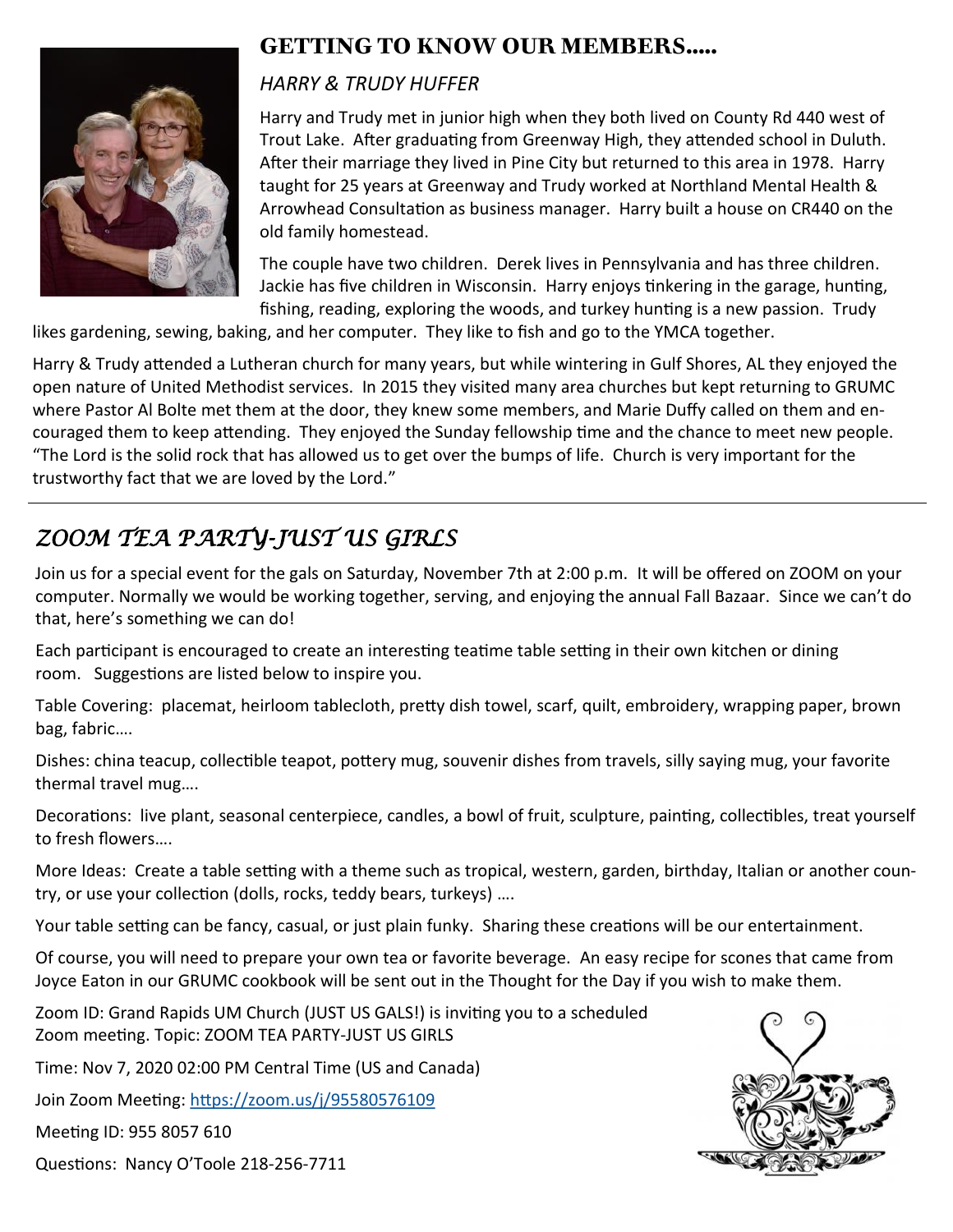## GETTING TO KNOW OUR MEMBERS.....

*HARRY & TRUDY HUFFER*

Harry and Trudy met in junior high when they both lived on County Rd 440 west of Trout Lake. After graduating from Greenway High, they attended school in Duluth. After their marriage they lived in Pine City but returned to this area in 1978. Harry taught for 25 years at Greenway and Trudy worked at Northland Mental Health & Arrowhead Consultation as business manager. Harry built a house on CR440 on the old family homestead.

The couple have two children. Derek lives in Pennsylvania and has three children. Jackie has five children in Wisconsin. Harry enjoys tinkering in the garage, hunting, fishing, reading, exploring the woods, and turkey hunting is a new passion. Trudy likes gardening, sewing, baking, and her computer. They like to fish and go to the YMCA together.

Harry & Trudy attended a Lutheran church for many years, but while wintering in Gulf Shores, AL they enjoyed the open nature of United Methodist services. In 2015 they visited many area churches but kept returning to GRUMC where Pastor Al Bolte met them at the door, they knew some members, and Marie Duffy called on them and encouraged them to keep attending. They enjoyed the Sunday fellowship time and the chance to meet new people. "The Lord is the solid rock that has allowed us to get over the bumps of life. Church is very important for the trustworthy fact that we are loved by the Lord."

---

## *ZOOM TEA PARTY-JUST US GIRLS*

Join us for a special event for the gals on Saturday, November 7th at 2:00 p.m. It will be offered on ZOOM on your computer. Normally we would be working together, serving, and enjoying the annual Fall Bazaar. Since we can't do that, here's something we can do!

Each participant is encouraged to create an interesting teatime table setting in their own kitchen or dining room. Suggestions are listed below to inspire you.

Table Covering: placemat, heirloom tablecloth, pretty dish towel, scarf, quilt, embroidery, wrapping paper, brown bag, fabric….

Dishes: china teacup, collectible teapot, pottery mug, souvenir dishes from travels, silly saying mug, your favorite thermal travel mug….

Decorations: live plant, seasonal centerpiece, candles, a bowl of fruit, sculpture, painting, collectibles, treat yourself to fresh flowers….

More Ideas: Create a table setting with a theme such as tropical, western, garden, birthday, Italian or another country, or use your collection (dolls, rocks, teddy bears, turkeys) ….

Your table setting can be fancy, casual, or just plain funky. Sharing these creations will be our entertainment.

Of course, you will need to prepare your own tea or favorite beverage. An easy recipe for scones that came from Joyce Eaton in our GRUMC cookbook will be sent out in the Thought for the Day if you wish to make them.

Zoom ID: Grand Rapids UM Church (JUST US GALS!) is inviting you to a scheduled Zoom meeting. Topic: ZOOM TEA PARTY-JUST US GIRLS

Time: Nov 7, 2020 02:00 PM Central Time (US and Canada)

Join Zoom Meeting: https://zoom.us/j/95580576109

Meeting ID: 955 8057 610

Questions: Nancy O'Toole 218-256-7711